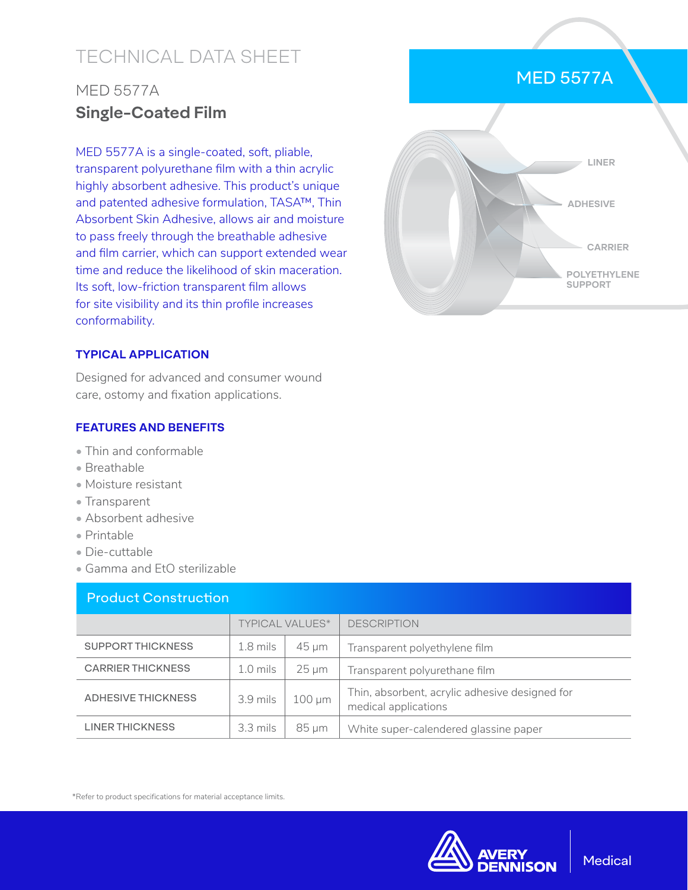# TECHNICAL DATA SHEET

## MED 5577A

## Single-Coated Film

MED 5577A is a single-coated, soft, pliable, transparent polyurethane film with a thin acrylic highly absorbent adhesive. This product's unique and patented adhesive formulation, TASA™, Thin Absorbent Skin Adhesive, allows air and moisture to pass freely through the breathable adhesive and film carrier, which can support extended wear time and reduce the likelihood of skin maceration. Its soft, low-friction transparent film allows for site visibility and its thin profile increases conformability.

MED 5577A

LINER

ADHESIVE

CARRIER

POLYETHYLENE SUPPORT

### TYPICAL APPLICATION

Designed for advanced and consumer wound care, ostomy and fixation applications.

### FEATURES AND BENEFITS

- Thin and conformable
- Breathable
- Moisture resistant
- Transparent
- Absorbent adhesive
- Printable
- Die-cuttable
- Gamma and EtO sterilizable

### Product Construction

| | TYPICAL VALUES* | | DESCRIPTION |
|---|---|---|---|
| SUPPORT THICKNESS | 1.8 mils | 45 µm | Transparent polyethylene film |
| CARRIER THICKNESS | 1.0 mils | 25 µm | Transparent polyurethane film |
| ADHESIVE THICKNESS | 3.9 mils | 100 µm | Thin, absorbent, acrylic adhesive designed for medical applications |
| LINER THICKNESS | 3.3 mils | 85 µm | White super-calendered glassine paper |

*Refer to product specifications for material acceptance limits.

AVERY DENNISON Medical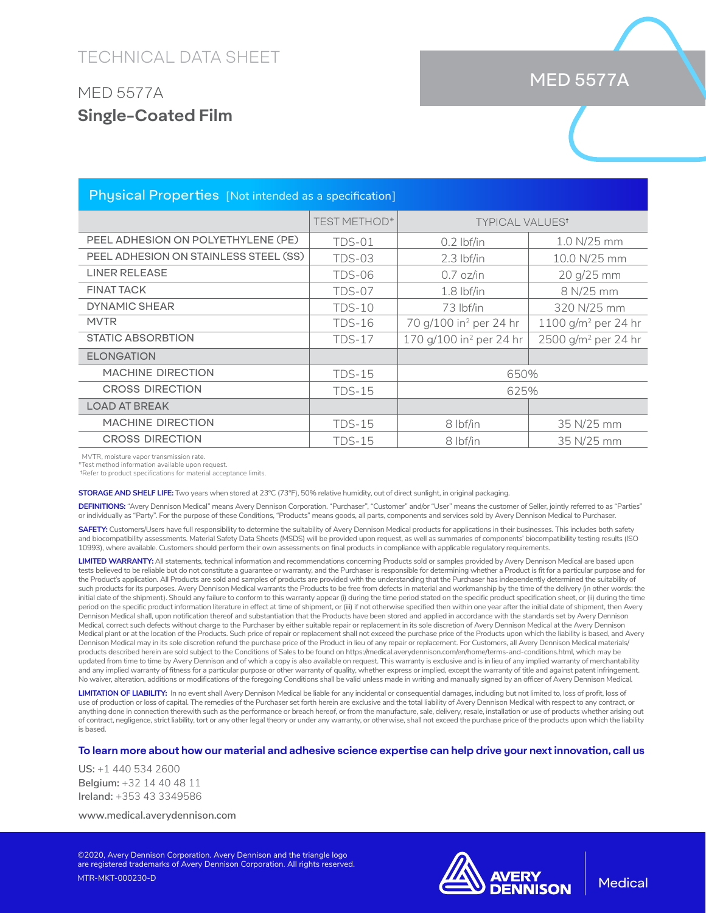TECHNICAL DATA SHEET

MED 5577A

## Single-Coated Film

MED 5577A

## Physical Properties [Not intended as a specification]

| | TEST METHOD* | TYPICAL VALUES† | |
|---|---|---|---|
| PEEL ADHESION ON POLYETHYLENE (PE) | TDS-01 | 0.2 lbf/in | 1.0 N/25 mm |
| PEEL ADHESION ON STAINLESS STEEL (SS) | TDS-03 | 2.3 lbf/in | 10.0 N/25 mm |
| LINER RELEASE | TDS-06 | 0.7 oz/in | 20 g/25 mm |
| FINAT TACK | TDS-07 | 1.8 lbf/in | 8 N/25 mm |
| DYNAMIC SHEAR | TDS-10 | 73 lbf/in | 320 N/25 mm |
| MVTR | TDS-16 | 70 g/100 in² per 24 hr | 1100 g/m² per 24 hr |
| STATIC ABSORBTION | TDS-17 | 170 g/100 in² per 24 hr | 2500 g/m² per 24 hr |
| ELONGATION | | | |
| MACHINE DIRECTION | TDS-15 | 650% | |
| CROSS DIRECTION | TDS-15 | 625% | |
| LOAD AT BREAK | | | |
| MACHINE DIRECTION | TDS-15 | 8 lbf/in | 35 N/25 mm |
| CROSS DIRECTION | TDS-15 | 8 lbf/in | 35 N/25 mm |

MVTR, moisture vapor transmission rate.
*Test method information available upon request.
†Refer to product specifications for material acceptance limits.

**STORAGE AND SHELF LIFE:** Two years when stored at 23°C (73°F), 50% relative humidity, out of direct sunlight, in original packaging.

**DEFINITIONS:** "Avery Dennison Medical" means Avery Dennison Corporation. "Purchaser", "Customer" and/or "User" means the customer of Seller, jointly referred to as "Parties" or individually as "Party". For the purpose of these Conditions, "Products" means goods, all parts, components and services sold by Avery Dennison Medical to Purchaser.

**SAFETY:** Customers/Users have full responsibility to determine the suitability of Avery Dennison Medical products for applications in their businesses. This includes both safety and biocompatibility assessments. Material Safety Data Sheets (MSDS) will be provided upon request, as well as summaries of components' biocompatibility testing results (ISO 10993), where available. Customers should perform their own assessments on final products in compliance with applicable regulatory requirements.

**LIMITED WARRANTY:** All statements, technical information and recommendations concerning Products sold or samples provided by Avery Dennison Medical are based upon tests believed to be reliable but do not constitute a guarantee or warranty, and the Purchaser is responsible for determining whether a Product is fit for a particular purpose and for the Product's application. All Products are sold and samples of products are provided with the understanding that the Purchaser has independently determined the suitability of such products for its purposes. Avery Dennison Medical warrants the Products to be free from defects in material and workmanship by the time of the delivery (in other words: the initial date of the shipment). Should any failure to conform to this warranty appear (i) during the time period stated on the specific product specification sheet, or (ii) during the time period on the specific product information literature in effect at time of shipment, or (iii) if not otherwise specified then within one year after the initial date of shipment, then Avery Dennison Medical shall, upon notification thereof and substantiation that the Products have been stored and applied in accordance with the standards set by Avery Dennison Medical, correct such defects without charge to the Purchaser by either suitable repair or replacement in its sole discretion of Avery Dennison Medical at the Avery Dennison Medical plant or at the location of the Products. Such price of repair or replacement shall not exceed the purchase price of the Products upon which the liability is based, and Avery Dennison Medical may in its sole discretion refund the purchase price of the Product in lieu of any repair or replacement. For Customers, all Avery Dennison Medical materials/ products described herein are sold subject to the Conditions of Sales to be found on https://medical.averydennison.com/en/home/terms-and-conditions.html, which may be updated from time to time by Avery Dennison and of which a copy is also available on request. This warranty is exclusive and is in lieu of any implied warranty of merchantability and any implied warranty of fitness for a particular purpose or other warranty of quality, whether express or implied, except the warranty of title and against patent infringement. No waiver, alteration, additions or modifications of the foregoing Conditions shall be valid unless made in writing and manually signed by an officer of Avery Dennison Medical.

**LIMITATION OF LIABILITY:** In no event shall Avery Dennison Medical be liable for any incidental or consequential damages, including but not limited to, loss of profit, loss of use of production or loss of capital. The remedies of the Purchaser set forth herein are exclusive and the total liability of Avery Dennison Medical with respect to any contract, or anything done in connection therewith such as the performance or breach hereof, or from the manufacture, sale, delivery, resale, installation or use of products whether arising out of contract, negligence, strict liability, tort or any other legal theory or under any warranty, or otherwise, shall not exceed the purchase price of the products upon which the liability is based.

**To learn more about how our material and adhesive science expertise can help drive your next innovation, call us**

**US:** +1 440 534 2600
**Belgium:** +32 14 40 48 11
**Ireland:** +353 43 3349586

www.medical.averydennison.com

©2020, Avery Dennison Corporation. Avery Dennison and the triangle logo are registered trademarks of Avery Dennison Corporation. All rights reserved.

MTR-MKT-000230-D

AVERY DENNISON Medical